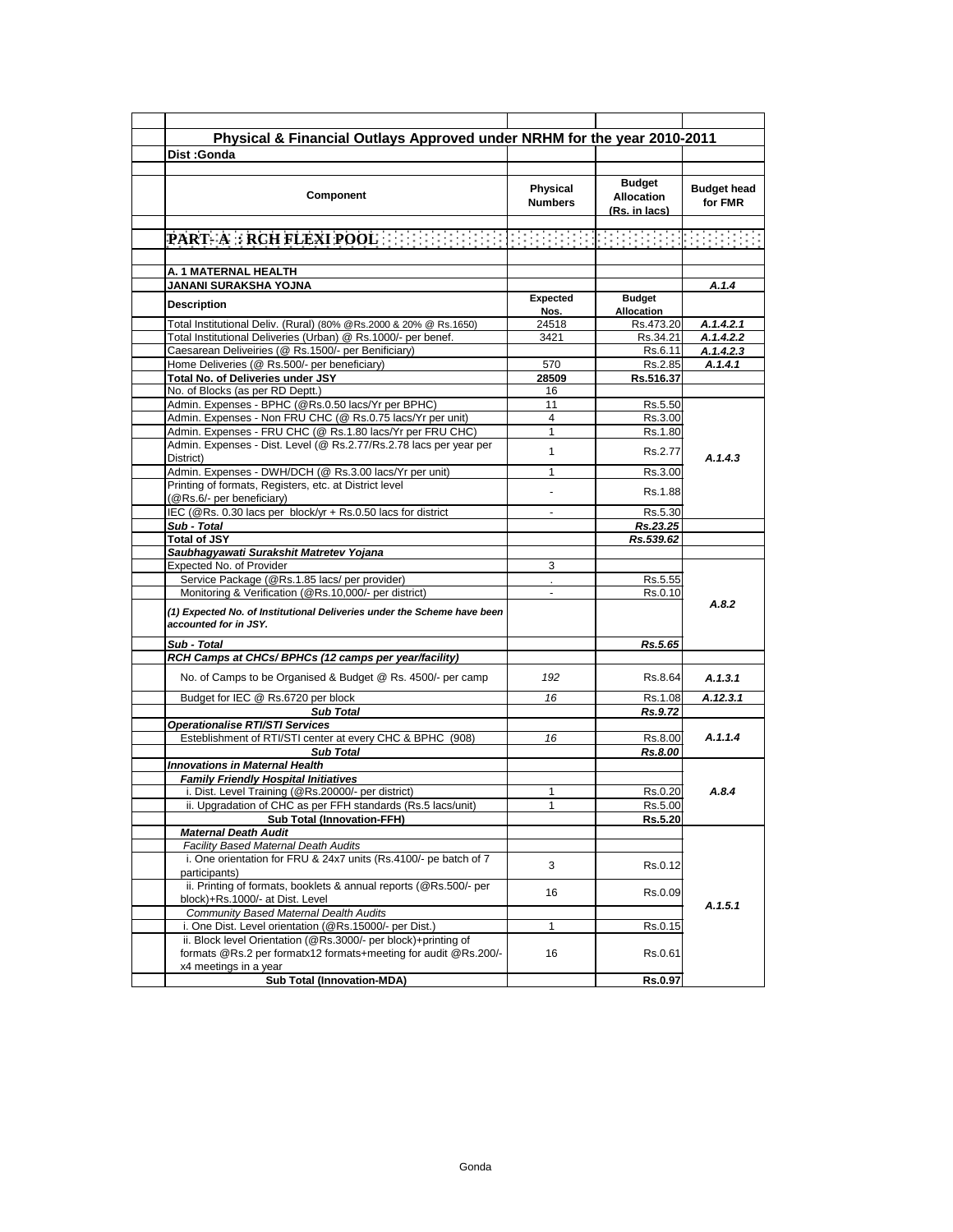## Physical & Financial Outlays Approved under NRHM for the year 2010-2011

**Dist :Gonda**

| Component | Physical Numbers | Budget Allocation (Rs. in lacs) | Budget head for FMR |
|---|---|---|---|
| **PART- A : RCH FLEXI POOL** | | | |
| **A. 1 MATERNAL HEALTH** | | | |
| **JANANI SURAKSHA YOJNA** | | | *A.1.4* |
| **Description** | **Expected Nos.** | **Budget Allocation** | |
| Total Institutional Deliv. (Rural) (80% @Rs.2000 & 20% @ Rs.1650) | 24518 | Rs.473.20 | *A.1.4.2.1* |
| Total Institutional Deliveries (Urban) @ Rs.1000/- per benef. | 3421 | Rs.34.21 | *A.1.4.2.2* |
| Caesarean Deliveiries (@ Rs.1500/- per Benificiary) | | Rs.6.11 | *A.1.4.2.3* |
| Home Deliveries (@ Rs.500/- per beneficiary) | 570 | Rs.2.85 | *A.1.4.1* |
| **Total No. of Deliveries under JSY** | **28509** | **Rs.516.37** | |
| No. of Blocks (as per RD Deptt.) | 16 | | |
| Admin. Expenses - BPHC (@Rs.0.50 lacs/Yr per BPHC) | 11 | Rs.5.50 | *A.1.4.3* |
| Admin. Expenses - Non FRU CHC (@ Rs.0.75 lacs/Yr per unit) | 4 | Rs.3.00 | |
| Admin. Expenses - FRU CHC (@ Rs.1.80 lacs/Yr per FRU CHC) | 1 | Rs.1.80 | |
| Admin. Expenses - Dist. Level (@ Rs.2.77/Rs.2.78 lacs per year per District) | 1 | Rs.2.77 | |
| Admin. Expenses - DWH/DCH (@ Rs.3.00 lacs/Yr per unit) | 1 | Rs.3.00 | |
| Printing of formats, Registers, etc. at District level (@Rs.6/- per beneficiary) | - | Rs.1.88 | |
| IEC (@Rs. 0.30 lacs per block/yr + Rs.0.50 lacs for district | - | Rs.5.30 | |
| ***Sub - Total*** | | ***Rs.23.25*** | |
| **Total of JSY** | | ***Rs.539.62*** | |
| ***Saubhagyawati Surakshit Matretev Yojana*** | | | *A.8.2* |
| Expected No. of Provider | 3 | | |
| Service Package (@Rs.1.85 lacs/ per provider) | . | Rs.5.55 | |
| Monitoring & Verification (@Rs.10,000/- per district) | - | Rs.0.10 | |
| ***(1) Expected No. of Institutional Deliveries under the Scheme have been accounted for in JSY.*** | | | |
| ***Sub - Total*** | | ***Rs.5.65*** | |
| ***RCH Camps at CHCs/ BPHCs (12 camps per year/facility)*** | | | |
| No. of Camps to be Organised & Budget @ Rs. 4500/- per camp | *192* | Rs.8.64 | *A.1.3.1* |
| Budget for IEC @ Rs.6720 per block | *16* | Rs.1.08 | *A.12.3.1* |
| ***Sub Total*** | | ***Rs.9.72*** | |
| ***Operationalise RTI/STI Services*** | | | *A.1.1.4* |
| Esteblishment of RTI/STI center at every CHC & BPHC (908) | *16* | Rs.8.00 | |
| ***Sub Total*** | | ***Rs.8.00*** | |
| ***Innovations in Maternal Health*** | | | *A.8.4* |
| ***Family Friendly Hospital Initiatives*** | | | |
| i. Dist. Level Training (@Rs.20000/- per district) | 1 | Rs.0.20 | |
| ii. Upgradation of CHC as per FFH standards (Rs.5 lacs/unit) | 1 | Rs.5.00 | |
| **Sub Total (Innovation-FFH)** | | **Rs.5.20** | |
| ***Maternal Death Audit*** | | | *A.1.5.1* |
| *Facility Based Maternal Death Audits* | | | |
| i. One orientation for FRU & 24x7 units (Rs.4100/- pe batch of 7 participants) | 3 | Rs.0.12 | |
| ii. Printing of formats, booklets & annual reports (@Rs.500/- per block)+Rs.1000/- at Dist. Level | 16 | Rs.0.09 | |
| *Community Based Maternal Dealth Audits* | | | |
| i. One Dist. Level orientation (@Rs.15000/- per Dist.) | 1 | Rs.0.15 | |
| ii. Block level Orientation (@Rs.3000/- per block)+printing of formats @Rs.2 per formatx12 formats+meeting for audit @Rs.200/- x4 meetings in a year | 16 | Rs.0.61 | |
| **Sub Total (Innovation-MDA)** | | **Rs.0.97** | |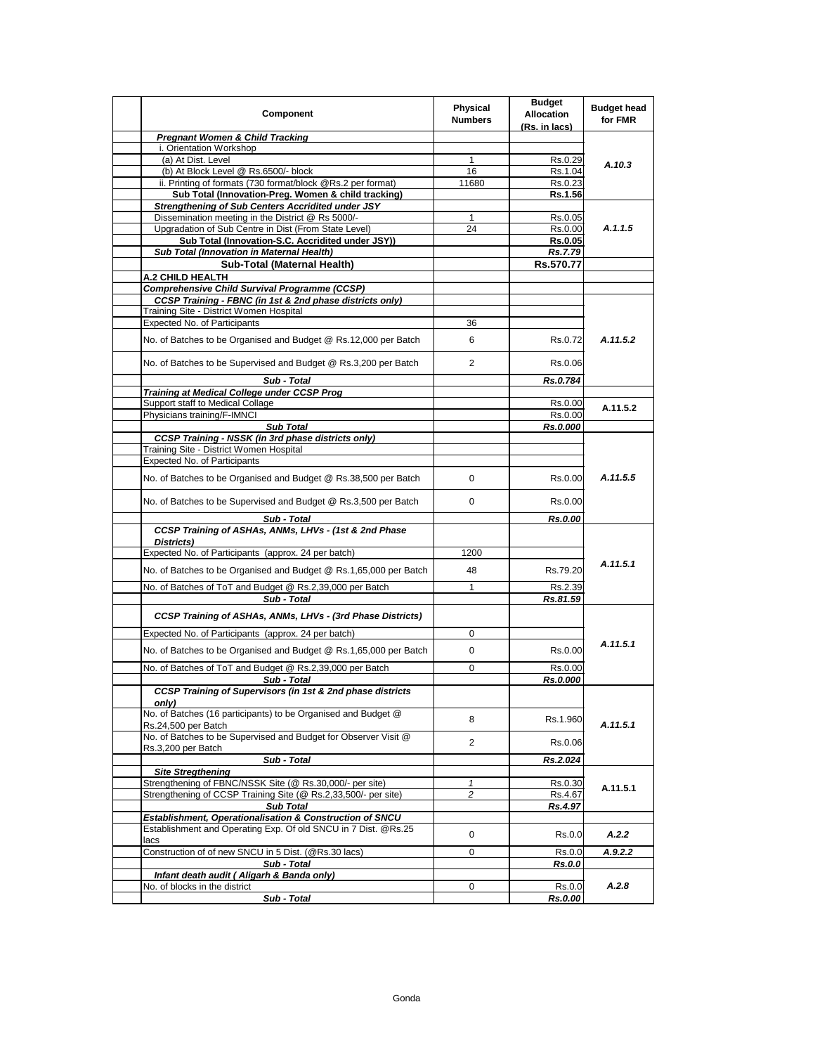| | Component | Physical Numbers | Budget Allocation (Rs. in lacs) | Budget head for FMR |
|---|---|---|---|---|
| | ***Pregnant Women & Child Tracking*** | | | |
| | i. Orientation Workshop | | | |
| | (a) At Dist. Level | 1 | Rs.0.29 | *A.10.3* |
| | (b) At Block Level @ Rs.6500/- block | 16 | Rs.1.04 | |
| | ii. Printing of formats (730 format/block @Rs.2 per format) | 11680 | Rs.0.23 | |
| | **Sub Total (Innovation-Preg. Women & child tracking)** | | **Rs.1.56** | |
| | ***Strengthening of Sub Centers Accridited under JSY*** | | | |
| | Dissemination meeting in the District @ Rs 5000/- | 1 | Rs.0.05 | *A.1.1.5* |
| | Upgradation of Sub Centre in Dist (From State Level) | 24 | Rs.0.00 | |
| | **Sub Total (Innovation-S.C. Accridited under JSY))** | | **Rs.0.05** | |
| | ***Sub Total (Innovation in Maternal Health)*** | | ***Rs.7.79*** | |
| | **Sub-Total (Maternal Health)** | | **Rs.570.77** | |
| | **A.2 CHILD HEALTH** | | | |
| | ***Comprehensive Child Survival Programme (CCSP)*** | | | |
| | ***CCSP Training - FBNC (in 1st & 2nd phase districts only)*** | | | |
| | Training Site - District Women Hospital | | | |
| | Expected No. of Participants | 36 | | |
| | No. of Batches to be Organised and Budget @ Rs.12,000 per Batch | 6 | Rs.0.72 | *A.11.5.2* |
| | No. of Batches to be Supervised and Budget @ Rs.3,200 per Batch | 2 | Rs.0.06 | |
| | ***Sub - Total*** | | ***Rs.0.784*** | |
| | ***Training at Medical College under CCSP Prog*** | | | |
| | Support staff to Medical Collage | | Rs.0.00 | A.11.5.2 |
| | Physicians training/F-IMNCI | | Rs.0.00 | |
| | ***Sub Total*** | | ***Rs.0.000*** | |
| | ***CCSP Training - NSSK (in 3rd phase districts only)*** | | | |
| | Training Site - District Women Hospital | | | |
| | Expected No. of Participants | | | |
| | No. of Batches to be Organised and Budget @ Rs.38,500 per Batch | 0 | Rs.0.00 | *A.11.5.5* |
| | No. of Batches to be Supervised and Budget @ Rs.3,500 per Batch | 0 | Rs.0.00 | |
| | ***Sub - Total*** | | ***Rs.0.00*** | |
| | ***CCSP Training of ASHAs, ANMs, LHVs - (1st & 2nd Phase Districts)*** | | | |
| | Expected No. of Participants (approx. 24 per batch) | 1200 | | *A.11.5.1* |
| | No. of Batches to be Organised and Budget @ Rs.1,65,000 per Batch | 48 | Rs.79.20 | |
| | No. of Batches of ToT and Budget @ Rs.2,39,000 per Batch | 1 | Rs.2.39 | |
| | ***Sub - Total*** | | ***Rs.81.59*** | |
| | ***CCSP Training of ASHAs, ANMs, LHVs - (3rd Phase Districts)*** | | | |
| | Expected No. of Participants (approx. 24 per batch) | 0 | | *A.11.5.1* |
| | No. of Batches to be Organised and Budget @ Rs.1,65,000 per Batch | 0 | Rs.0.00 | |
| | No. of Batches of ToT and Budget @ Rs.2,39,000 per Batch | 0 | Rs.0.00 | |
| | ***Sub - Total*** | | ***Rs.0.000*** | |
| | ***CCSP Training of Supervisors (in 1st & 2nd phase districts only)*** | | | |
| | No. of Batches (16 participants) to be Organised and Budget @ Rs.24,500 per Batch | 8 | Rs.1.960 | *A.11.5.1* |
| | No. of Batches to be Supervised and Budget for Observer Visit @ Rs.3,200 per Batch | 2 | Rs.0.06 | |
| | ***Sub - Total*** | | ***Rs.2.024*** | |
| | ***Site Stregthening*** | | | |
| | Strengthening of FBNC/NSSK Site (@ Rs.30,000/- per site) | *1* | Rs.0.30 | A.11.5.1 |
| | Strengthening of CCSP Training Site (@ Rs.2,33,500/- per site) | *2* | Rs.4.67 | |
| | ***Sub Total*** | | ***Rs.4.97*** | |
| | ***Establishment, Operationalisation & Construction of SNCU*** | | | |
| | Establishment and Operating Exp. Of old SNCU in 7 Dist. @Rs.25 lacs | 0 | Rs.0.0 | *A.2.2* |
| | Construction of of new SNCU in 5 Dist. (@Rs.30 lacs) | 0 | Rs.0.0 | *A.9.2.2* |
| | ***Sub - Total*** | | ***Rs.0.0*** | |
| | ***Infant death audit ( Aligarh & Banda only)*** | | | |
| | No. of blocks in the district | 0 | Rs.0.0 | *A.2.8* |
| | ***Sub - Total*** | | ***Rs.0.00*** | |

Gonda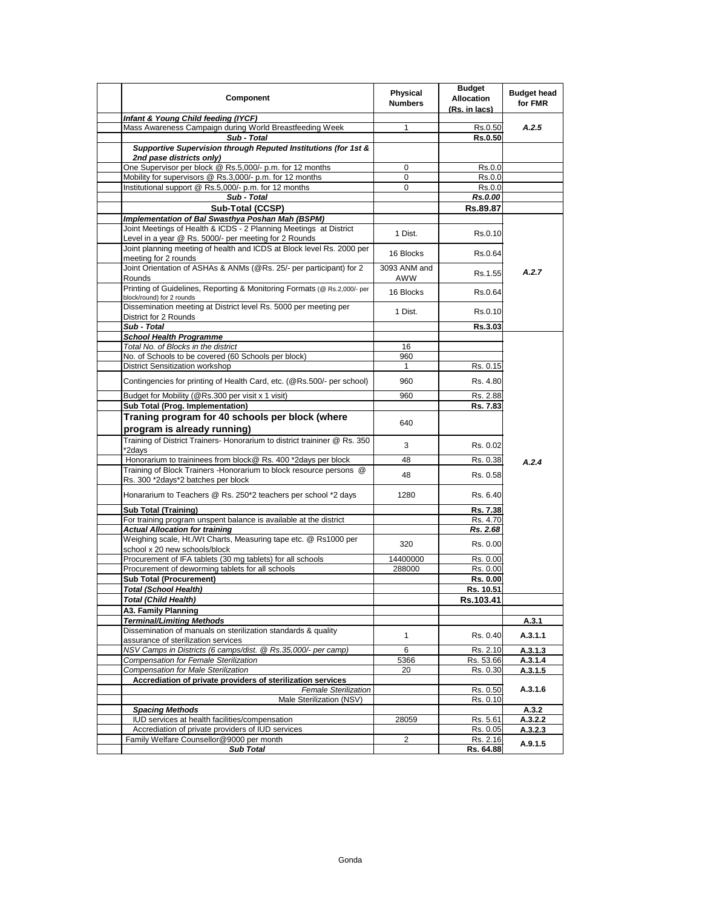| | Component | Physical Numbers | Budget Allocation (Rs. in lacs) | Budget head for FMR |
|---|---|---|---|---|
| | ***Infant & Young Child feeding (IYCF)*** | | | |
| | Mass Awareness Campaign during World Breastfeeding Week | 1 | Rs.0.50 | *A.2.5* |
| | ***Sub - Total*** | | **Rs.0.50** | |
| | ***Supportive Supervision through Reputed Institutions (for 1st & 2nd pase districts only)*** | | | |
| | One Supervisor per block @ Rs.5,000/- p.m. for 12 months | 0 | Rs.0.0 | |
| | Mobility for supervisors @ Rs.3,000/- p.m. for 12 months | 0 | Rs.0.0 | |
| | Institutional support @ Rs.5,000/- p.m. for 12 months | 0 | Rs.0.0 | |
| | ***Sub - Total*** | | ***Rs.0.00*** | |
| | **Sub-Total (CCSP)** | | **Rs.89.87** | |
| | ***Implementation of Bal Swasthya Poshan Mah (BSPM)*** | | | |
| | Joint Meetings of Health & ICDS - 2 Planning Meetings at District Level in a year @ Rs. 5000/- per meeting for 2 Rounds | 1 Dist. | Rs.0.10 | *A.2.7* |
| | Joint planning meeting of health and ICDS at Block level Rs. 2000 per meeting for 2 rounds | 16 Blocks | Rs.0.64 | |
| | Joint Orientation of ASHAs & ANMs (@Rs. 25/- per participant) for 2 Rounds | 3093 ANM and AWW | Rs.1.55 | |
| | Printing of Guidelines, Reporting & Monitoring Formats (@ Rs.2,000/- per block/round) for 2 rounds | 16 Blocks | Rs.0.64 | |
| | Dissemination meeting at District level Rs. 5000 per meeting per District for 2 Rounds | 1 Dist. | Rs.0.10 | |
| | ***Sub - Total*** | | **Rs.3.03** | |
| | ***School Health Programme*** | | | *A.2.4* |
| | *Total No. of Blocks in the district* | 16 | | |
| | No. of Schools to be covered (60 Schools per block) | 960 | | |
| | District Sensitization workshop | 1 | Rs. 0.15 | |
| | Contingencies for printing of Health Card, etc. (@Rs.500/- per school) | 960 | Rs. 4.80 | |
| | Budget for Mobility (@Rs.300 per visit x 1 visit) | 960 | Rs. 2.88 | |
| | **Sub Total (Prog. Implementation)** | | **Rs. 7.83** | |
| | **Traning program for 40 schools per block (where program is already running)** | 640 | | |
| | Training of District Trainers- Honorarium to district traininer @ Rs. 350 *2days | 3 | Rs. 0.02 | |
| | Honorarium to traininees from block@ Rs. 400 *2days per block | 48 | Rs. 0.38 | |
| | Training of Block Trainers -Honorarium to block resource persons @ Rs. 300 *2days*2 batches per block | 48 | Rs. 0.58 | |
| | Honararium to Teachers @ Rs. 250*2 teachers per school *2 days | 1280 | Rs. 6.40 | |
| | **Sub Total (Training)** | | **Rs. 7.38** | |
| | For training program unspent balance is available at the district | | Rs. 4.70 | |
| | ***Actual Allocation for training*** | | ***Rs. 2.68*** | |
| | Weighing scale, Ht./Wt Charts, Measuring tape etc. @ Rs1000 per school x 20 new schools/block | 320 | Rs. 0.00 | |
| | Procurement of IFA tablets (30 mg tablets) for all schools | 14400000 | Rs. 0.00 | |
| | Procurement of deworming tablets for all schools | 288000 | Rs. 0.00 | |
| | **Sub Total (Procurement)** | | **Rs. 0.00** | |
| | ***Total (School Health)*** | | **Rs. 10.51** | |
| | ***Total (Child Health)*** | | **Rs.103.41** | |
| | **A3. Family Planning** | | | |
| | ***Terminal/Limiting Methods*** | | | **A.3.1** |
| | Dissemination of manuals on sterilization standards & quality assurance of sterilization services | 1 | Rs. 0.40 | **A.3.1.1** |
| | *NSV Camps in Districts (6 camps/dist. @ Rs.35,000/- per camp)* | 6 | Rs. 2.10 | **A.3.1.3** |
| | *Compensation for Female Sterilization* | 5366 | Rs. 53.66 | **A.3.1.4** |
| | *Compensation for Male Sterilization* | 20 | Rs. 0.30 | **A.3.1.5** |
| | **Accreditation of private providers of sterilization services** | | | **A.3.1.6** |
| | *Female Sterilization* | | Rs. 0.50 | |
| | Male Sterilization (NSV) | | Rs. 0.10 | |
| | ***Spacing Methods*** | | | **A.3.2** |
| | IUD services at health facilities/compensation | 28059 | Rs. 5.61 | **A.3.2.2** |
| | Accrediation of private providers of IUD services | | Rs. 0.05 | **A.3.2.3** |
| | Family Welfare Counsellor@9000 per month | 2 | Rs. 2.16 | **A.9.1.5** |
| | ***Sub Total*** | | **Rs. 64.88** | |

Gonda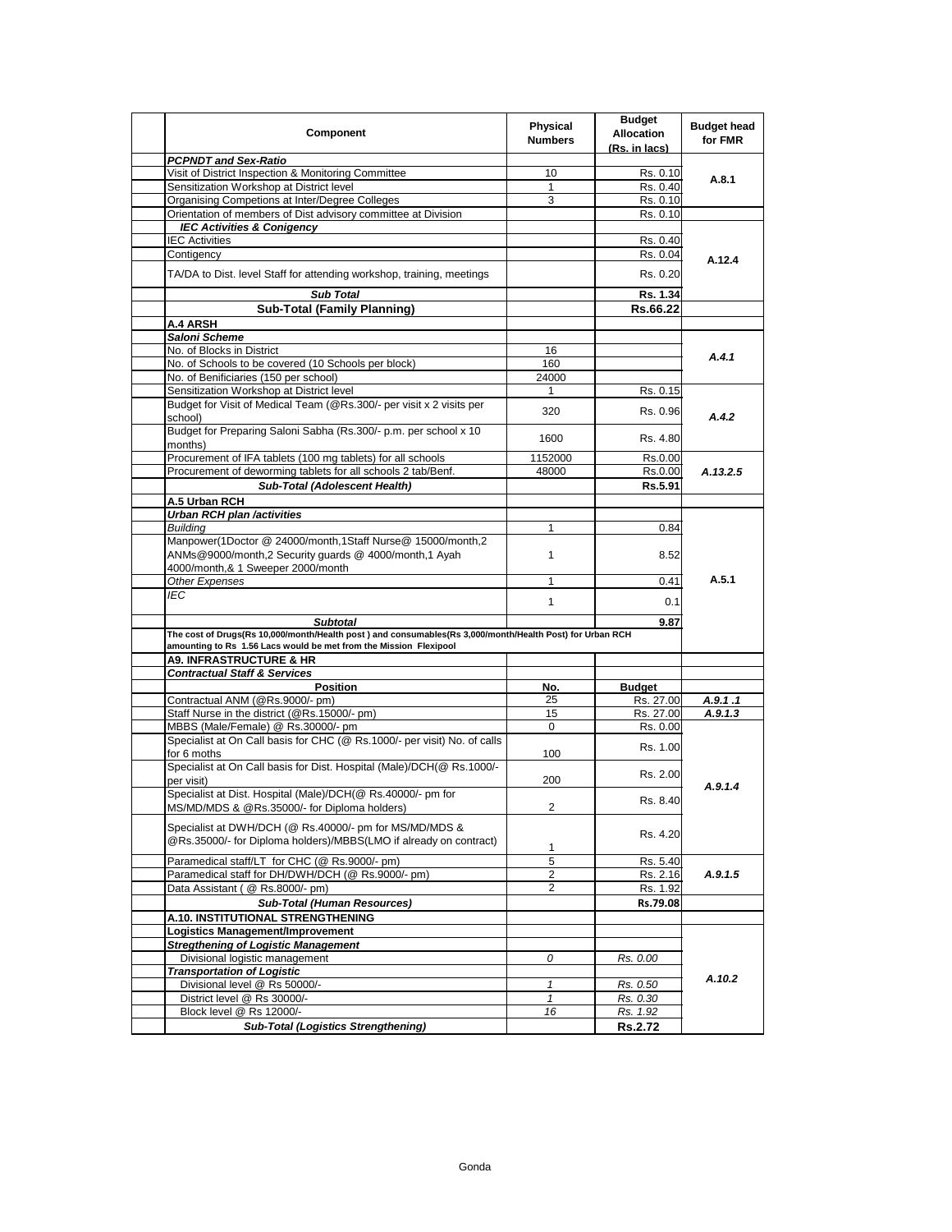| Component | Physical Numbers | Budget Allocation (Rs. in lacs) | Budget head for FMR |
|---|---|---|---|
| ***PCPNDT and Sex-Ratio*** | | | |
| Visit of District Inspection & Monitoring Committee | 10 | Rs. 0.10 | A.8.1 |
| Sensitization Workshop at District level | 1 | Rs. 0.40 | |
| Organising Competions at Inter/Degree Colleges | 3 | Rs. 0.10 | |
| Orientation of members of Dist advisory committee at Division | | Rs. 0.10 | |
| ***IEC Activities & Conigency*** | | | A.12.4 |
| IEC Activities | | Rs. 0.40 | |
| Contigency | | Rs. 0.04 | |
| TA/DA to Dist. level Staff for attending workshop, training, meetings | | Rs. 0.20 | |
| ***Sub Total*** | | **Rs. 1.34** | |
| **Sub-Total (Family Planning)** | | **Rs.66.22** | |
| **A.4 ARSH** | | | |
| ***Saloni Scheme*** | | | |
| No. of Blocks in District | 16 | | *A.4.1* |
| No. of Schools to be covered (10 Schools per block) | 160 | | |
| No. of Benificiaries (150 per school) | 24000 | | |
| Sensitization Workshop at District level | 1 | Rs. 0.15 | *A.4.2* |
| Budget for Visit of Medical Team (@Rs.300/- per visit x 2 visits per school) | 320 | Rs. 0.96 | |
| Budget for Preparing Saloni Sabha (Rs.300/- p.m. per school x 10 months) | 1600 | Rs. 4.80 | |
| Procurement of IFA tablets (100 mg tablets) for all schools | 1152000 | Rs.0.00 | *A.13.2.5* |
| Procurement of deworming tablets for all schools 2 tab/Benf. | 48000 | Rs.0.00 | |
| ***Sub-Total (Adolescent Health)*** | | **Rs.5.91** | |
| **A.5 Urban RCH** | | | |
| ***Urban RCH plan /activities*** | | | A.5.1 |
| *Building* | 1 | 0.84 | |
| Manpower(1Doctor @ 24000/month,1Staff Nurse@ 15000/month,2 ANMs@9000/month,2 Security guards @ 4000/month,1 Ayah 4000/month,& 1 Sweeper 2000/month | 1 | 8.52 | |
| *Other Expenses* | 1 | 0.41 | |
| *IEC* | 1 | 0.1 | |
| ***Subtotal*** | | **9.87** | |
| **The cost of Drugs(Rs 10,000/month/Health post ) and consumables(Rs 3,000/month/Health Post) for Urban RCH amounting to Rs 1.56 Lacs would be met from the Mission Flexipool** | | | |
| **A9. INFRASTRUCTURE & HR** | | | |
| ***Contractual Staff & Services*** | | | |
| **Position** | **No.** | **Budget** | |
| Contractual ANM (@Rs.9000/- pm) | 25 | Rs. 27.00 | *A.9.1 .1* |
| Staff Nurse in the district (@Rs.15000/- pm) | 15 | Rs. 27.00 | *A.9.1.3* |
| MBBS (Male/Female) @ Rs.30000/- pm | 0 | Rs. 0.00 | *A.9.1.4* |
| Specialist at On Call basis for CHC (@ Rs.1000/- per visit) No. of calls for 6 moths | 100 | Rs. 1.00 | |
| Specialist at On Call basis for Dist. Hospital (Male)/DCH(@ Rs.1000/- per visit) | 200 | Rs. 2.00 | |
| Specialist at Dist. Hospital (Male)/DCH(@ Rs.40000/- pm for MS/MD/MDS & @Rs.35000/- for Diploma holders) | 2 | Rs. 8.40 | |
| Specialist at DWH/DCH (@ Rs.40000/- pm for MS/MD/MDS & @Rs.35000/- for Diploma holders)/MBBS(LMO if already on contract) | 1 | Rs. 4.20 | |
| Paramedical staff/LT for CHC (@ Rs.9000/- pm) | 5 | Rs. 5.40 | *A.9.1.5* |
| Paramedical staff for DH/DWH/DCH (@ Rs.9000/- pm) | 2 | Rs. 2.16 | |
| Data Assistant ( @ Rs.8000/- pm) | 2 | Rs. 1.92 | |
| ***Sub-Total (Human Resources)*** | | **Rs.79.08** | |
| **A.10. INSTITUTIONAL STRENGTHENING** | | | |
| **Logistics Management/Improvement** | | | *A.10.2* |
| ***Stregthening of Logistic Management*** | | | |
| *Divisional logistic management* | *0* | *Rs. 0.00* | |
| ***Transportation of Logistic*** | | | |
| *Divisional level @ Rs 50000/-* | *1* | *Rs. 0.50* | |
| *District level @ Rs 30000/-* | *1* | *Rs. 0.30* | |
| *Block level @ Rs 12000/-* | *16* | *Rs. 1.92* | |
| ***Sub-Total (Logistics Strengthening)*** | | **Rs.2.72** | |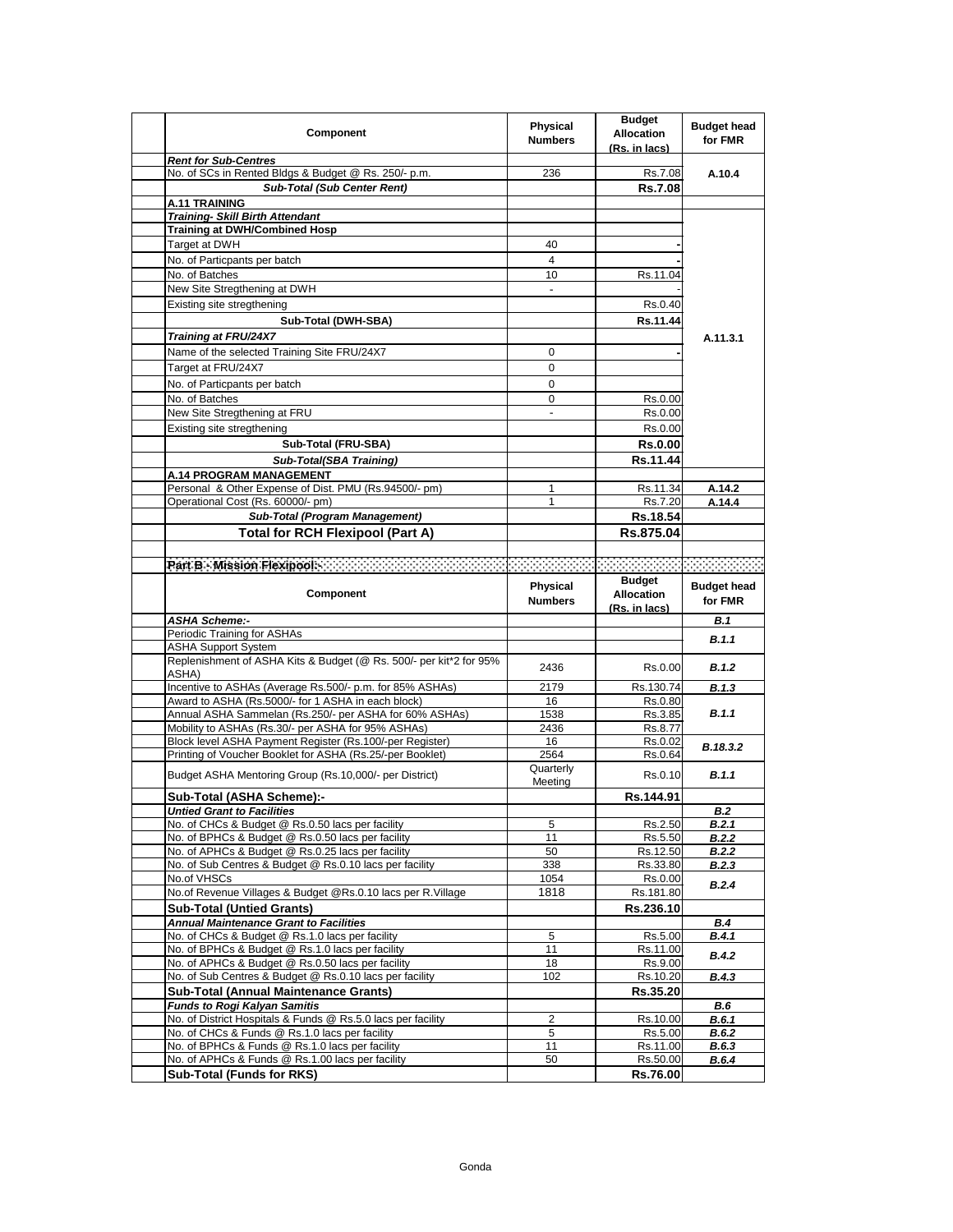| Component | Physical Numbers | Budget Allocation (Rs. in lacs) | Budget head for FMR |
|---|---|---|---|
| ***Rent for Sub-Centres*** | | | |
| No. of SCs in Rented Bldgs & Budget @ Rs. 250/- p.m. | 236 | Rs.7.08 | A.10.4 |
| ***Sub-Total (Sub Center Rent)*** | | **Rs.7.08** | |
| **A.11 TRAINING** | | | |
| ***Training- Skill Birth Attendant*** | | | A.11.3.1 |
| **Training at DWH/Combined Hosp** | | | |
| Target at DWH | 40 | - | |
| No. of Particpants per batch | 4 | - | |
| No. of Batches | 10 | Rs.11.04 | |
| New Site Stregthening at DWH | - | - | |
| Existing site stregthening | | Rs.0.40 | |
| **Sub-Total (DWH-SBA)** | | **Rs.11.44** | |
| ***Training at FRU/24X7*** | | | |
| Name of the selected Training Site FRU/24X7 | 0 | - | |
| Target at FRU/24X7 | 0 | | |
| No. of Particpants per batch | 0 | | |
| No. of Batches | 0 | Rs.0.00 | |
| New Site Stregthening at FRU | - | Rs.0.00 | |
| Existing site stregthening | | Rs.0.00 | |
| **Sub-Total (FRU-SBA)** | | **Rs.0.00** | |
| ***Sub-Total(SBA Training)*** | | **Rs.11.44** | |
| **A.14 PROGRAM MANAGEMENT** | | | |
| Personal & Other Expense of Dist. PMU (Rs.94500/- pm) | 1 | Rs.11.34 | A.14.2 |
| Operational Cost (Rs. 60000/- pm) | 1 | Rs.7.20 | A.14.4 |
| ***Sub-Total (Program Management)*** | | **Rs.18.54** | |
| **Total for RCH Flexipool (Part A)** | | **Rs.875.04** | |
| | | | |
| **Part B - Mission Flexipool:-** | | | |

| Component | Physical Numbers | Budget Allocation (Rs. in lacs) | Budget head for FMR |
|---|---|---|---|
| ***ASHA Scheme:-*** | | | ***B.1*** |
| Periodic Training for ASHAs | | | ***B.1.1*** |
| ASHA Support System | | | |
| Replenishment of ASHA Kits & Budget (@ Rs. 500/- per kit*2 for 95% ASHA) | 2436 | Rs.0.00 | ***B.1.2*** |
| Incentive to ASHAs (Average Rs.500/- p.m. for 85% ASHAs) | 2179 | Rs.130.74 | ***B.1.3*** |
| Award to ASHA (Rs.5000/- for 1 ASHA in each block) | 16 | Rs.0.80 | ***B.1.1*** |
| Annual ASHA Sammelan (Rs.250/- per ASHA for 60% ASHAs) | 1538 | Rs.3.85 | |
| Mobility to ASHAs (Rs.30/- per ASHA for 95% ASHAs) | 2436 | Rs.8.77 | |
| Block level ASHA Payment Register (Rs.100/-per Register) | 16 | Rs.0.02 | ***B.18.3.2*** |
| Printing of Voucher Booklet for ASHA (Rs.25/-per Booklet) | 2564 | Rs.0.64 | |
| Budget ASHA Mentoring Group (Rs.10,000/- per District) | Quarterly Meeting | Rs.0.10 | ***B.1.1*** |
| **Sub-Total (ASHA Scheme):-** | | **Rs.144.91** | |
| ***Untied Grant to Facilities*** | | | ***B.2*** |
| No. of CHCs & Budget @ Rs.0.50 lacs per facility | 5 | Rs.2.50 | ***B.2.1*** |
| No. of BPHCs & Budget @ Rs.0.50 lacs per facility | 11 | Rs.5.50 | ***B.2.2*** |
| No. of APHCs & Budget @ Rs.0.25 lacs per facility | 50 | Rs.12.50 | ***B.2.2*** |
| No. of Sub Centres & Budget @ Rs.0.10 lacs per facility | 338 | Rs.33.80 | ***B.2.3*** |
| No.of VHSCs | 1054 | Rs.0.00 | ***B.2.4*** |
| No.of Revenue Villages & Budget @Rs.0.10 lacs per R.Village | 1818 | Rs.181.80 | |
| **Sub-Total (Untied Grants)** | | **Rs.236.10** | |
| ***Annual Maintenance Grant to Facilities*** | | | ***B.4*** |
| No. of CHCs & Budget @ Rs.1.0 lacs per facility | 5 | Rs.5.00 | ***B.4.1*** |
| No. of BPHCs & Budget @ Rs.1.0 lacs per facility | 11 | Rs.11.00 | ***B.4.2*** |
| No. of APHCs & Budget @ Rs.0.50 lacs per facility | 18 | Rs.9.00 | |
| No. of Sub Centres & Budget @ Rs.0.10 lacs per facility | 102 | Rs.10.20 | ***B.4.3*** |
| **Sub-Total (Annual Maintenance Grants)** | | **Rs.35.20** | |
| ***Funds to Rogi Kalyan Samitis*** | | | ***B.6*** |
| No. of District Hospitals & Funds @ Rs.5.0 lacs per facility | 2 | Rs.10.00 | ***B.6.1*** |
| No. of CHCs & Funds @ Rs.1.0 lacs per facility | 5 | Rs.5.00 | ***B.6.2*** |
| No. of BPHCs & Funds @ Rs.1.0 lacs per facility | 11 | Rs.11.00 | ***B.6.3*** |
| No. of APHCs & Funds @ Rs.1.00 lacs per facility | 50 | Rs.50.00 | ***B.6.4*** |
| **Sub-Total (Funds for RKS)** | | **Rs.76.00** | |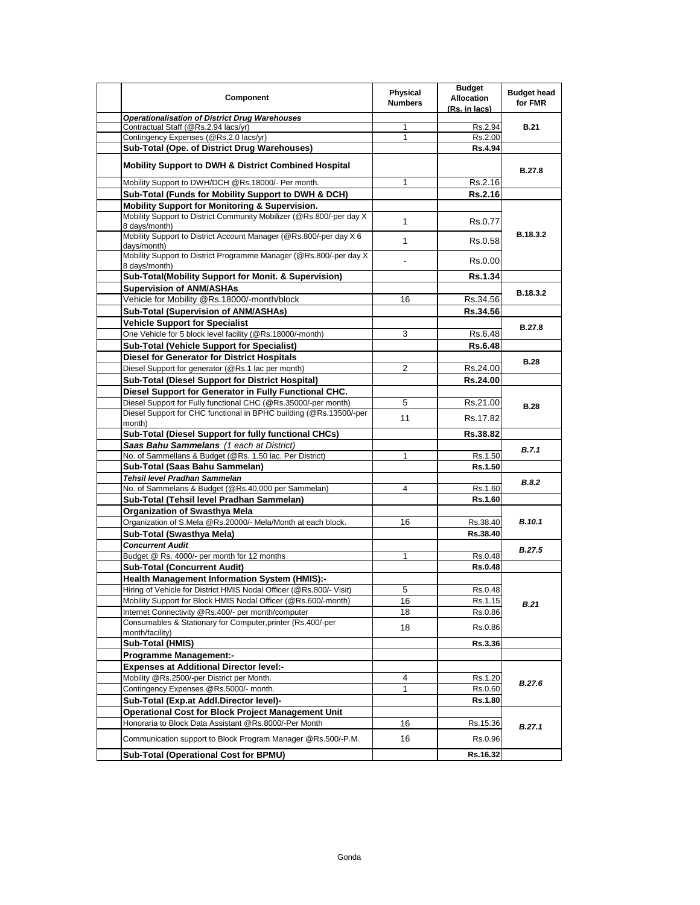| | Component | Physical Numbers | Budget Allocation (Rs. in lacs) | Budget head for FMR |
|---|---|---|---|---|
| | ***Operationalisation of District Drug Warehouses*** | | | |
| | Contractual Staff (@Rs.2.94 lacs/yr) | 1 | Rs.2.94 | **B.21** |
| | Contingency Expenses (@Rs.2.0 lacs/yr) | 1 | Rs.2.00 | |
| | **Sub-Total (Ope. of District Drug Warehouses)** | | **Rs.4.94** | |
| | **Mobility Support to DWH & District Combined Hospital** | | | **B.27.8** |
| | Mobility Support to DWH/DCH @Rs.18000/- Per month. | 1 | Rs.2.16 | |
| | **Sub-Total (Funds for Mobility Support to DWH & DCH)** | | **Rs.2.16** | |
| | **Mobility Support for Monitoring & Supervision.** | | | |
| | Mobility Support to District Community Mobilizer (@Rs.800/-per day X 8 days/month) | 1 | Rs.0.77 | **B.18.3.2** |
| | Mobility Support to District Account Manager (@Rs.800/-per day X 6 days/month) | 1 | Rs.0.58 | |
| | Mobility Support to District Programme Manager (@Rs.800/-per day X 8 days/month) | - | Rs.0.00 | |
| | **Sub-Total(Mobility Support for Monit. & Supervision)** | | **Rs.1.34** | |
| | **Supervision of ANM/ASHAs** | | | **B.18.3.2** |
| | Vehicle for Mobility @Rs.18000/-month/block | 16 | Rs.34.56 | |
| | **Sub-Total (Supervision of ANM/ASHAs)** | | **Rs.34.56** | |
| | **Vehicle Support for Specialist** | | | **B.27.8** |
| | One Vehicle for 5 block level facility (@Rs.18000/-month) | 3 | Rs.6.48 | |
| | **Sub-Total (Vehicle Support for Specialist)** | | **Rs.6.48** | |
| | **Diesel for Generator for District Hospitals** | | | **B.28** |
| | Diesel Support for generator (@Rs.1 lac per month) | 2 | Rs.24.00 | |
| | **Sub-Total (Diesel Support for District Hospital)** | | **Rs.24.00** | |
| | **Diesel Support for Generator in Fully Functional CHC.** | | | |
| | Diesel Support for Fully functional CHC (@Rs.35000/-per month) | 5 | Rs.21.00 | **B.28** |
| | Diesel Support for CHC functional in BPHC building (@Rs.13500/-per month) | 11 | Rs.17.82 | |
| | **Sub-Total (Diesel Support for fully functional CHCs)** | | **Rs.38.82** | |
| | ***Saas Bahu Sammelans*** *(1 each at District)* | | | ***B.7.1*** |
| | No. of Sammellans & Budget (@Rs. 1.50 lac. Per District) | 1 | Rs.1.50 | |
| | **Sub-Total (Saas Bahu Sammelan)** | | **Rs.1.50** | |
| | ***Tehsil level Pradhan Sammelan*** | | | ***B.8.2*** |
| | No. of Sammelans & Budget (@Rs.40,000 per Sammelan) | 4 | Rs.1.60 | |
| | **Sub-Total (Tehsil level Pradhan Sammelan)** | | **Rs.1.60** | |
| | **Organization of Swasthya Mela** | | | |
| | Organization of S.Mela @Rs.20000/- Mela/Month at each block. | 16 | Rs.38.40 | ***B.10.1*** |
| | **Sub-Total (Swasthya Mela)** | | **Rs.38.40** | |
| | ***Concurrent Audit*** | | | ***B.27.5*** |
| | Budget @ Rs. 4000/- per month for 12 months | 1 | Rs.0.48 | |
| | **Sub-Total (Concurrent Audit)** | | **Rs.0.48** | |
| | **Health Management Information System (HMIS):-** | | | |
| | Hiring of Vehicle for District HMIS Nodal Officer (@Rs.800/- Visit) | 5 | Rs.0.48 | ***B.21*** |
| | Mobility Support for Block HMIS Nodal Officer (@Rs.600/-month) | 16 | Rs.1.15 | |
| | Internet Connectivity @Rs.400/- per month/computer | 18 | Rs.0.86 | |
| | Consumables & Stationary for Computer,printer (Rs.400/-per month/facility) | 18 | Rs.0.86 | |
| | **Sub-Total (HMIS)** | | **Rs.3.36** | |
| | **Programme Management:-** | | | |
| | **Expenses at Additional Director level:-** | | | |
| | Mobility @Rs.2500/-per District per Month. | 4 | Rs.1.20 | ***B.27.6*** |
| | Contingency Expenses @Rs.5000/- month. | 1 | Rs.0.60 | |
| | **Sub-Total (Exp.at Addl.Director level)-** | | **Rs.1.80** | |
| | **Operational Cost for Block Project Management Unit** | | | |
| | Honoraria to Block Data Assistant @Rs.8000/-Per Month | 16 | Rs.15.36 | ***B.27.1*** |
| | Communication support to Block Program Manager @Rs.500/-P.M. | 16 | Rs.0.96 | |
| | **Sub-Total (Operational Cost for BPMU)** | | **Rs.16.32** | |

Gonda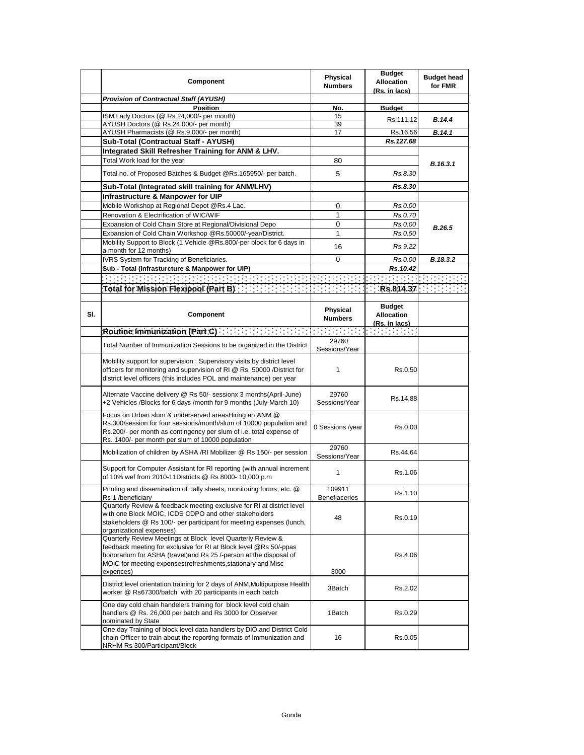| | Component | Physical Numbers | Budget Allocation (Rs. in lacs) | Budget head for FMR |
|---|---|---|---|---|
| | ***Provision of Contractual Staff (AYUSH)*** | | | |
| | **Position** | **No.** | **Budget** | |
| | ISM Lady Doctors (@ Rs.24,000/- per month) | 15 | Rs.111.12 | ***B.14.4*** |
| | AYUSH Doctors (@ Rs.24,000/- per month) | 39 | | |
| | AYUSH Pharmacists (@ Rs.9,000/- per month) | 17 | Rs.16.56 | ***B.14.1*** |
| | **Sub-Total (Contractual Staff - AYUSH)** | | ***Rs.127.68*** | |
| | **Integrated Skill Refresher Training for ANM & LHV.** | | | |
| | Total Work load for the year | 80 | | ***B.16.3.1*** |
| | Total no. of Proposed Batches & Budget @Rs.165950/- per batch. | 5 | *Rs.8.30* | |
| | **Sub-Total (Integrated skill training for ANM/LHV)** | | ***Rs.8.30*** | |
| | **Infrastructure & Manpower for UIP** | | | |
| | Mobile Workshop at Regional Depot @Rs.4 Lac. | 0 | *Rs.0.00* | ***B.26.5*** |
| | Renovation & Electrification of WIC/WIF | 1 | *Rs.0.70* | |
| | Expansion of Cold Chain Store at Regional/Divisional Depo | 0 | *Rs.0.00* | |
| | Expansion of Cold Chain Workshop @Rs.50000/-year/District. | 1 | *Rs.0.50* | |
| | Mobility Support to Block (1 Vehicle @Rs.800/-per block for 6 days in a month for 12 months) | 16 | *Rs.9.22* | |
| | IVRS System for Tracking of Beneficiaries. | 0 | *Rs.0.00* | ***B.18.3.2*** |
| | **Sub - Total (Infrasturcture & Manpower for UIP)** | | ***Rs.10.42*** | |
| | | | | |
| | **Total for Mission Flexipool (Part B)** | | **Rs.814.37** | |

| Sl. | Component | Physical Numbers | Budget Allocation (Rs. in lacs) | |
|---|---|---|---|---|
| | **Routine Immunization (Part C)** | | | |
| | Total Number of Immunization Sessions to be organized in the District | 29760 Sessions/Year | | |
| | Mobility support for supervision : Supervisory visits by district level officers for monitoring and supervision of RI @ Rs 50000 /District for district level officers (this includes POL and maintenance) per year | 1 | Rs.0.50 | |
| | Alternate Vaccine delivery @ Rs 50/- sessionx 3 months(April-June) +2 Vehicles /Blocks for 6 days /month for 9 months (July-March 10) | 29760 Sessions/Year | Rs.14.88 | |
| | Focus on Urban slum & underserved areasHiring an ANM @ Rs.300/session for four sessions/month/slum of 10000 population and Rs.200/- per month as contingency per slum of i.e. total expense of Rs. 1400/- per month per slum of 10000 population | 0 Sessions /year | Rs.0.00 | |
| | Mobilization of children by ASHA /RI Mobilizer @ Rs 150/- per session | 29760 Sessions/Year | Rs.44.64 | |
| | Support for Computer Assistant for RI reporting (with annual increment of 10% wef from 2010-11Districts @ Rs 8000- 10,000 p.m | 1 | Rs.1.06 | |
| | Printing and dissemination of tally sheets, monitoring forms, etc. @ Rs 1 /beneficiary | 109911 Benefiaceries | Rs.1.10 | |
| | Quarterly Review & feedback meeting exclusive for RI at district level with one Block MOIC, ICDS CDPO and other stakeholders stakeholders @ Rs 100/- per participant for meeting expenses (lunch, organizational expenses) | 48 | Rs.0.19 | |
| | Quarterly Review Meetings at Block level Quarterly Review & feedback meeting for exclusive for RI at Block level @Rs 50/-ppas honorarium for ASHA (travel)and Rs 25 /-person at the disposal of MOIC for meeting expenses(refreshments,stationary and Misc expences) | 3000 | Rs.4.06 | |
| | District level orientation training for 2 days of ANM,Multipurpose Health worker @ Rs67300/batch with 20 participants in each batch | 3Batch | Rs.2.02 | |
| | One day cold chain handelers training for block level cold chain handlers @ Rs. 26,000 per batch and Rs 3000 for Observer nominated by State | 1Batch | Rs.0.29 | |
| | One day Training of block level data handlers by DIO and District Cold chain Officer to train about the reporting formats of Immunization and NRHM Rs 300/Participant/Block | 16 | Rs.0.05 | |

Gonda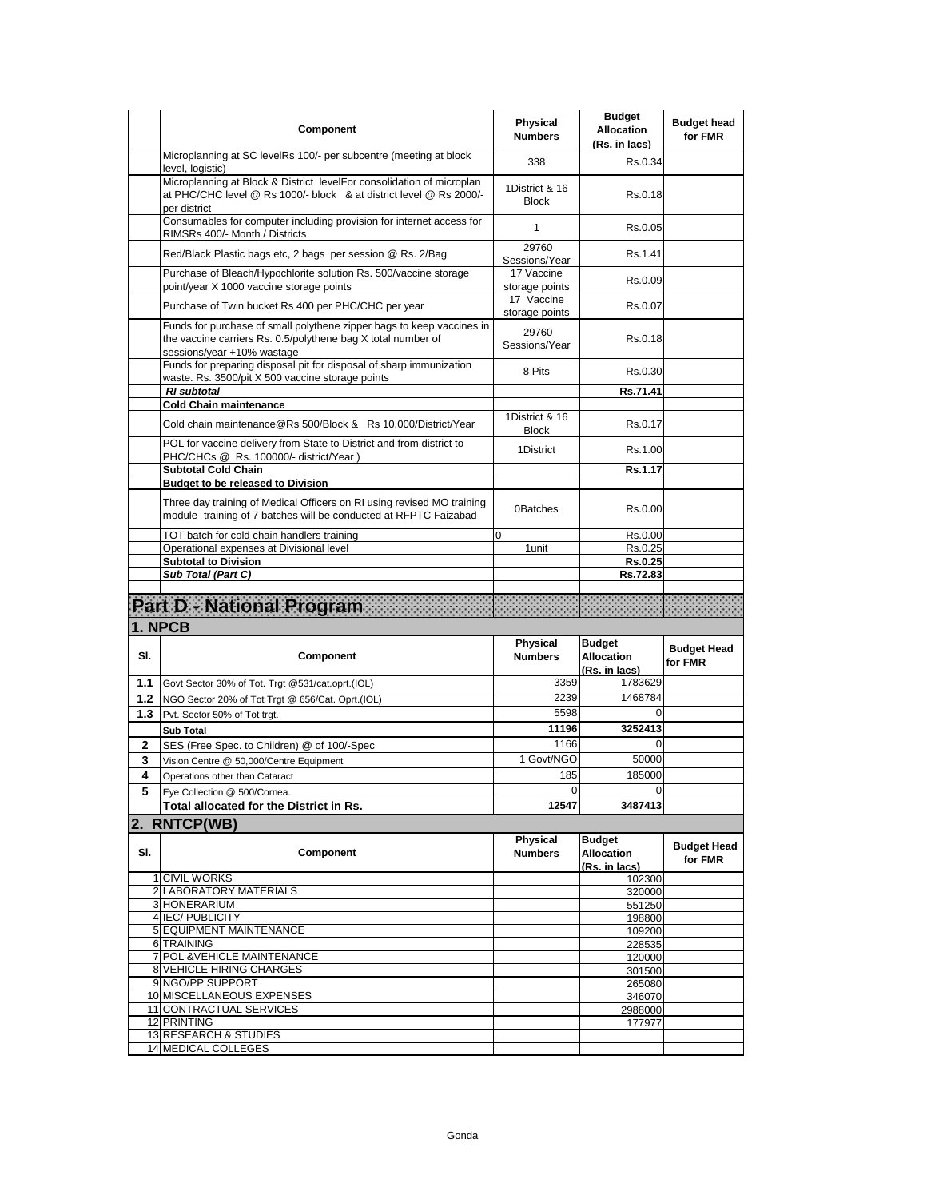| | Component | Physical Numbers | Budget Allocation (Rs. in lacs) | Budget head for FMR |
|---|---|---|---|---|
| | Microplanning at SC levelRs 100/- per subcentre (meeting at block level, logistic) | 338 | Rs.0.34 | |
| | Microplanning at Block & District levelFor consolidation of microplan at PHC/CHC level @ Rs 1000/- block & at district level @ Rs 2000/- per district | 1District & 16 Block | Rs.0.18 | |
| | Consumables for computer including provision for internet access for RIMSRs 400/- Month / Districts | 1 | Rs.0.05 | |
| | Red/Black Plastic bags etc, 2 bags per session @ Rs. 2/Bag | 29760 Sessions/Year | Rs.1.41 | |
| | Purchase of Bleach/Hypochlorite solution Rs. 500/vaccine storage point/year X 1000 vaccine storage points | 17 Vaccine storage points | Rs.0.09 | |
| | Purchase of Twin bucket Rs 400 per PHC/CHC per year | 17 Vaccine storage points | Rs.0.07 | |
| | Funds for purchase of small polythene zipper bags to keep vaccines in the vaccine carriers Rs. 0.5/polythene bag X total number of sessions/year +10% wastage | 29760 Sessions/Year | Rs.0.18 | |
| | Funds for preparing disposal pit for disposal of sharp immunization waste. Rs. 3500/pit X 500 vaccine storage points | 8 Pits | Rs.0.30 | |
| | ***RI subtotal*** | | **Rs.71.41** | |
| | **Cold Chain maintenance** | | | |
| | Cold chain maintenance@Rs 500/Block & Rs 10,000/District/Year | 1District & 16 Block | Rs.0.17 | |
| | POL for vaccine delivery from State to District and from district to PHC/CHCs @ Rs. 100000/- district/Year ) | 1District | Rs.1.00 | |
| | **Subtotal Cold Chain** | | **Rs.1.17** | |
| | **Budget to be released to Division** | | | |
| | Three day training of Medical Officers on RI using revised MO training module- training of 7 batches will be conducted at RFPTC Faizabad | 0Batches | Rs.0.00 | |
| | TOT batch for cold chain handlers training | 0 | Rs.0.00 | |
| | Operational expenses at Divisional level | 1unit | Rs.0.25 | |
| | **Subtotal to Division** | | **Rs.0.25** | |
| | ***Sub Total (Part C)*** | | **Rs.72.83** | |

# Part D - National Program

## 1. NPCB

| Sl. | Component | Physical Numbers | Budget Allocation (Rs. in lacs) | Budget Head for FMR |
|---|---|---|---|---|
| **1.1** | Govt Sector 30% of Tot. Trgt @531/cat.oprt.(IOL) | 3359 | 1783629 | |
| **1.2** | NGO Sector 20% of Tot Trgt @ 656/Cat. Oprt.(IOL) | 2239 | 1468784 | |
| **1.3** | Pvt. Sector 50% of Tot trgt. | 5598 | 0 | |
| | **Sub Total** | **11196** | **3252413** | |
| **2** | SES (Free Spec. to Children) @ of 100/-Spec | 1166 | 0 | |
| **3** | Vision Centre @ 50,000/Centre Equipment | 1 Govt/NGO | 50000 | |
| **4** | Operations other than Cataract | 185 | 185000 | |
| **5** | Eye Collection @ 500/Cornea. | 0 | 0 | |
| | **Total allocated for the District in Rs.** | **12547** | **3487413** | |

## 2. RNTCP(WB)

| Sl. | Component | Physical Numbers | Budget Allocation (Rs. in lacs) | Budget Head for FMR |
|---|---|---|---|---|
| 1 | CIVIL WORKS | | 102300 | |
| 2 | LABORATORY MATERIALS | | 320000 | |
| 3 | HONERARIUM | | 551250 | |
| 4 | IEC/ PUBLICITY | | 198800 | |
| 5 | EQUIPMENT MAINTENANCE | | 109200 | |
| 6 | TRAINING | | 228535 | |
| 7 | POL &VEHICLE MAINTENANCE | | 120000 | |
| 8 | VEHICLE HIRING CHARGES | | 301500 | |
| 9 | NGO/PP SUPPORT | | 265080 | |
| 10 | MISCELLANEOUS EXPENSES | | 346070 | |
| 11 | CONTRACTUAL SERVICES | | 2988000 | |
| 12 | PRINTING | | 177977 | |
| 13 | RESEARCH & STUDIES | | | |
| 14 | MEDICAL COLLEGES | | | |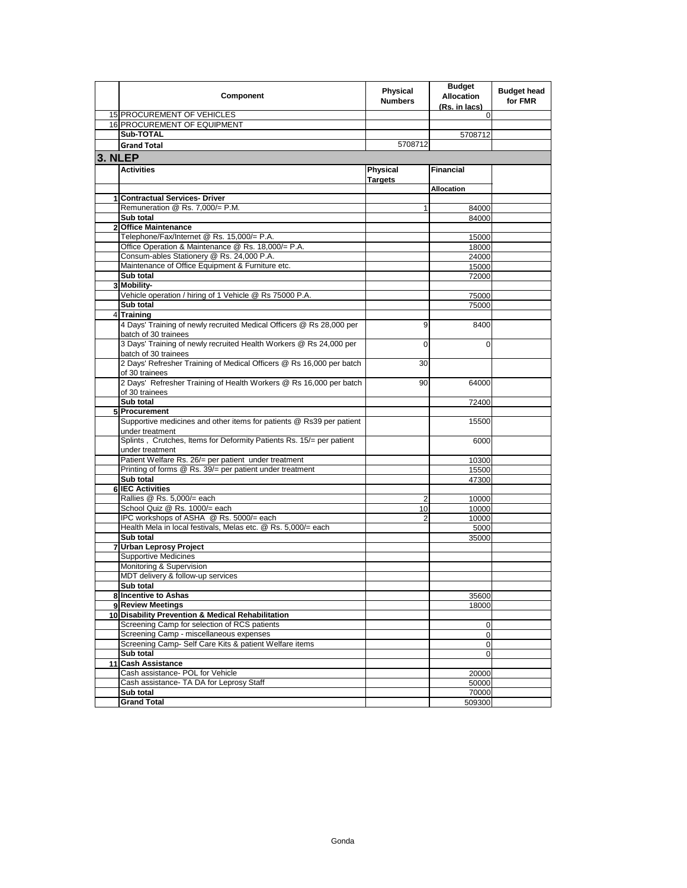| | Component | Physical Numbers | Budget Allocation (Rs. in lacs) | Budget head for FMR |
|---|---|---|---|---|
| 15 | PROCUREMENT OF VEHICLES | | 0 | |
| 16 | PROCUREMENT OF EQUIPMENT | | | |
| | **Sub-TOTAL** | | 5708712 | |
| | **Grand Total** | 5708712 | | |

## 3. NLEP

| | Activities | Physical Targets | Financial Allocation | |
|---|---|---|---|---|
| 1 | **Contractual Services- Driver** | | | |
| | Remuneration @ Rs. 7,000/= P.M. | 1 | 84000 | |
| | **Sub total** | | 84000 | |
| 2 | **Office Maintenance** | | | |
| | Telephone/Fax/Internet @ Rs. 15,000/= P.A. | | 15000 | |
| | Office Operation & Maintenance @ Rs. 18,000/= P.A. | | 18000 | |
| | Consum-ables Stationery @ Rs. 24,000 P.A. | | 24000 | |
| | Maintenance of Office Equipment & Furniture etc. | | 15000 | |
| | **Sub total** | | 72000 | |
| 3 | **Mobility-** | | | |
| | Vehicle operation / hiring of 1 Vehicle @ Rs 75000 P.A. | | 75000 | |
| | **Sub total** | | 75000 | |
| 4 | **Training** | | | |
| | 4 Days' Training of newly recruited Medical Officers @ Rs 28,000 per batch of 30 trainees | 9 | 8400 | |
| | 3 Days' Training of newly recruited Health Workers @ Rs 24,000 per batch of 30 trainees | 0 | 0 | |
| | 2 Days' Refresher Training of Medical Officers @ Rs 16,000 per batch of 30 trainees | 30 | | |
| | 2 Days' Refresher Training of Health Workers @ Rs 16,000 per batch of 30 trainees | 90 | 64000 | |
| | **Sub total** | | 72400 | |
| 5 | **Procurement** | | | |
| | Supportive medicines and other items for patients @ Rs39 per patient under treatment | | 15500 | |
| | Splints , Crutches, Items for Deformity Patients Rs. 15/= per patient under treatment | | 6000 | |
| | Patient Welfare Rs. 26/= per patient under treatment | | 10300 | |
| | Printing of forms @ Rs. 39/= per patient under treatment | | 15500 | |
| | **Sub total** | | 47300 | |
| 6 | **IEC Activities** | | | |
| | Rallies @ Rs. 5,000/= each | 2 | 10000 | |
| | School Quiz @ Rs. 1000/= each | 10 | 10000 | |
| | IPC workshops of ASHA @ Rs. 5000/= each | 2 | 10000 | |
| | Health Mela in local festivals, Melas etc. @ Rs. 5,000/= each | | 5000 | |
| | **Sub total** | | 35000 | |
| 7 | **Urban Leprosy Project** | | | |
| | Supportive Medicines | | | |
| | Monitoring & Supervision | | | |
| | MDT delivery & follow-up services | | | |
| | **Sub total** | | | |
| 8 | **Incentive to Ashas** | | 35600 | |
| 9 | **Review Meetings** | | 18000 | |
| 10 | **Disability Prevention & Medical Rehabilitation** | | | |
| | Screening Camp for selection of RCS patients | | 0 | |
| | Screening Camp - miscellaneous expenses | | 0 | |
| | Screening Camp- Self Care Kits & patient Welfare items | | 0 | |
| | **Sub total** | | 0 | |
| 11 | **Cash Assistance** | | | |
| | Cash assistance- POL for Vehicle | | 20000 | |
| | Cash assistance- TA DA for Leprosy Staff | | 50000 | |
| | **Sub total** | | 70000 | |
| | **Grand Total** | | 509300 | |

Gonda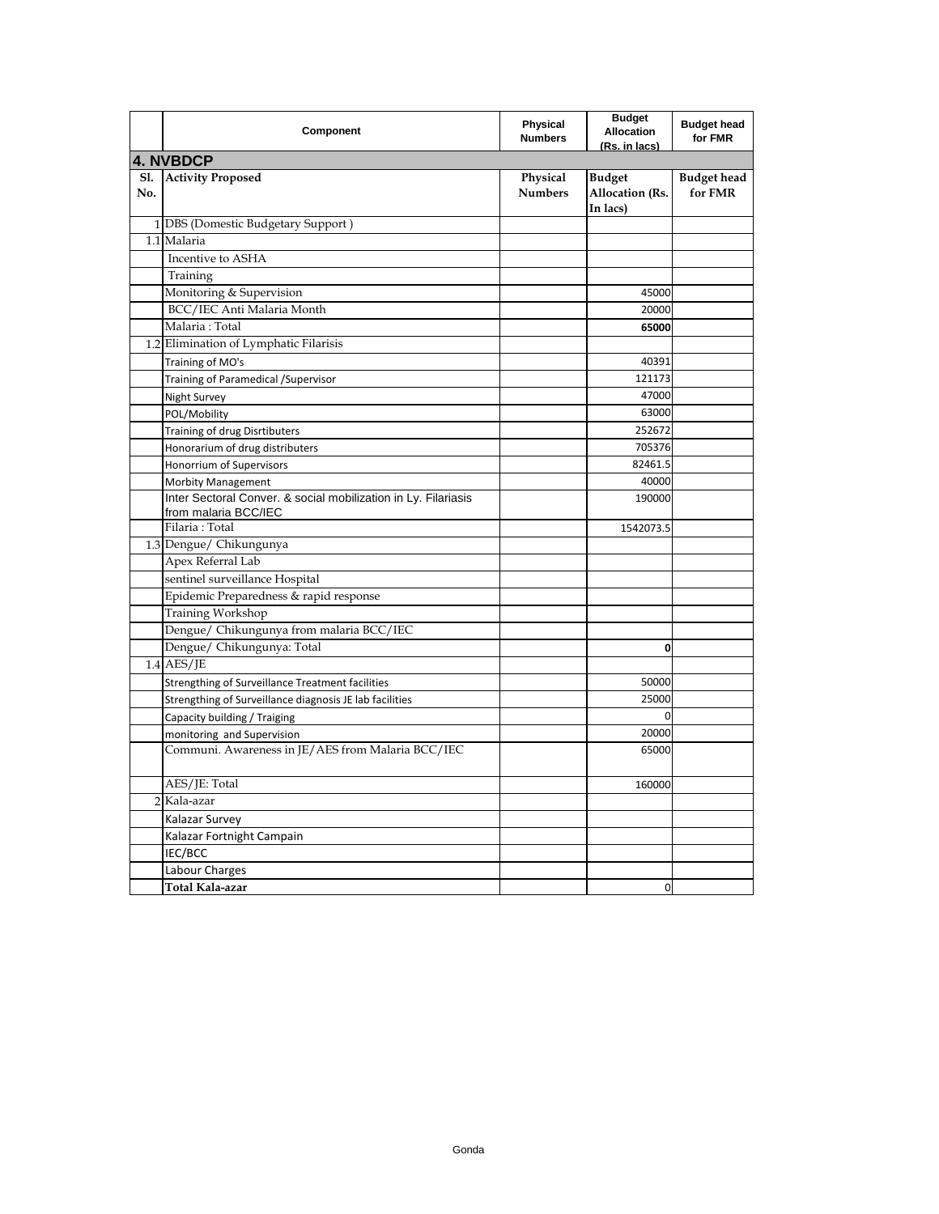| | Component | Physical Numbers | Budget Allocation (Rs. in lacs) | Budget head for FMR |
|---|---|---|---|---|
| **4. NVBDCP** | | | | |
| **Sl. No.** | **Activity Proposed** | **Physical Numbers** | **Budget Allocation (Rs. In lacs)** | **Budget head for FMR** |
| 1 | DBS (Domestic Budgetary Support ) | | | |
| 1.1 | Malaria | | | |
| | Incentive to ASHA | | | |
| | Training | | | |
| | Monitoring & Supervision | | 45000 | |
| | BCC/IEC Anti Malaria Month | | 20000 | |
| | Malaria : Total | | **65000** | |
| 1.2 | Elimination of Lymphatic Filarisis | | | |
| | Training of MO's | | 40391 | |
| | Training of Paramedical /Supervisor | | 121173 | |
| | Night Survey | | 47000 | |
| | POL/Mobility | | 63000 | |
| | Training of drug Disrtibuters | | 252672 | |
| | Honorarium of drug distributers | | 705376 | |
| | Honorrium of Supervisors | | 82461.5 | |
| | Morbity Management | | 40000 | |
| | Inter Sectoral Conver. & social mobilization in Ly. Filariasis from malaria BCC/IEC | | 190000 | |
| | Filaria : Total | | 1542073.5 | |
| 1.3 | Dengue/ Chikungunya | | | |
| | Apex Referral Lab | | | |
| | sentinel surveillance Hospital | | | |
| | Epidemic Preparedness & rapid response | | | |
| | Training Workshop | | | |
| | Dengue/ Chikungunya from malaria BCC/IEC | | | |
| | Dengue/ Chikungunya: Total | | **0** | |
| 1.4 | AES/JE | | | |
| | Strengthing of Surveillance Treatment facilities | | 50000 | |
| | Strengthing of Surveillance diagnosis JE lab facilities | | 25000 | |
| | Capacity building / Traiging | | 0 | |
| | monitoring and Supervision | | 20000 | |
| | Communi. Awareness in JE/AES from Malaria BCC/IEC | | 65000 | |
| | AES/JE: Total | | 160000 | |
| 2 | Kala-azar | | | |
| | Kalazar Survey | | | |
| | Kalazar Fortnight Campain | | | |
| | IEC/BCC | | | |
| | Labour Charges | | | |
| | **Total Kala-azar** | | 0 | |

Gonda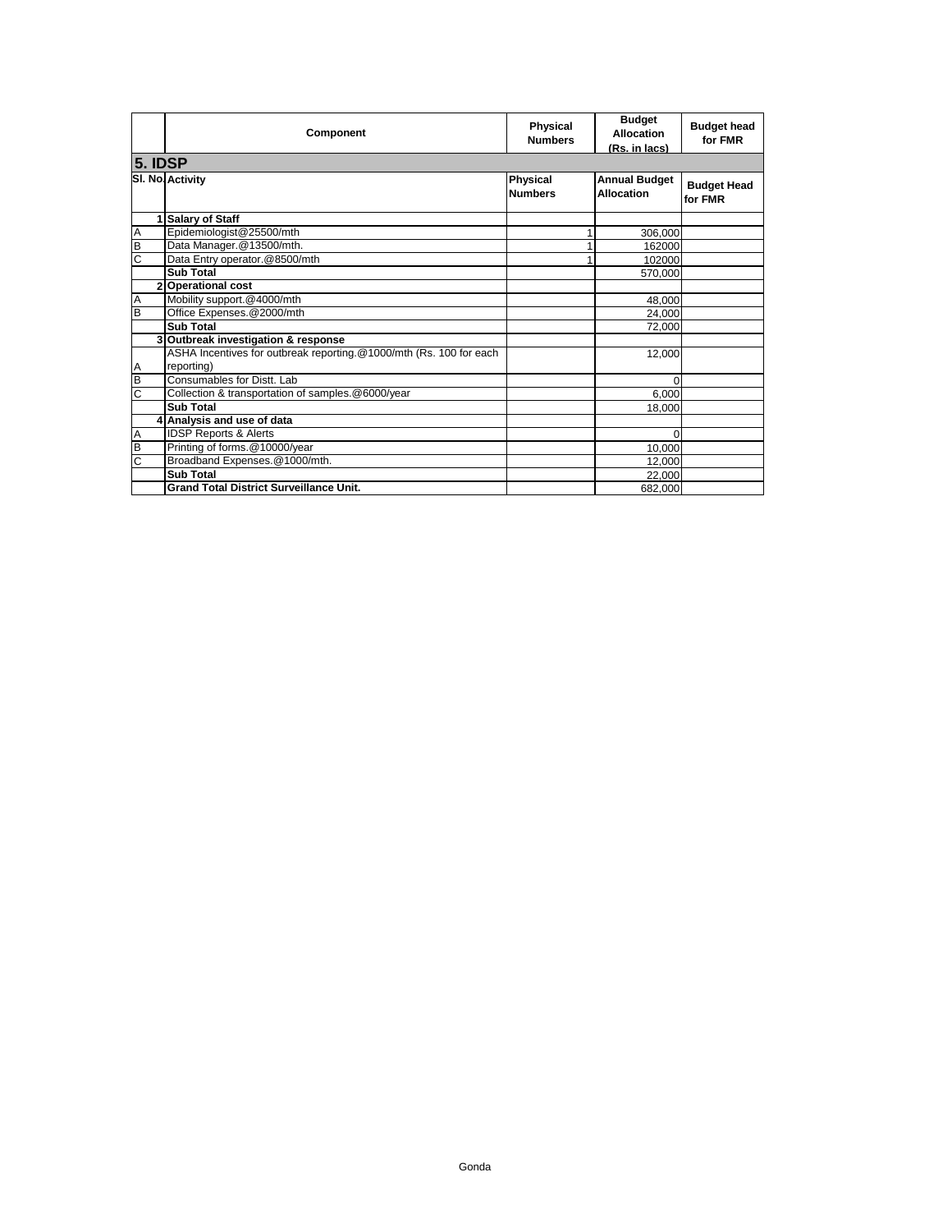| | Component | Physical Numbers | Budget Allocation (Rs. in lacs) | Budget head for FMR |
|---|---|---|---|---|
| **5. IDSP** | | | | |
| **Sl. No.** | **Activity** | **Physical Numbers** | **Annual Budget Allocation** | **Budget Head for FMR** |
| **1** | **Salary of Staff** | | | |
| A | Epidemiologist@25500/mth | 1 | 306,000 | |
| B | Data Manager.@13500/mth. | 1 | 162000 | |
| C | Data Entry operator.@8500/mth | 1 | 102000 | |
| | **Sub Total** | | 570,000 | |
| **2** | **Operational cost** | | | |
| A | Mobility support.@4000/mth | | 48,000 | |
| B | Office Expenses.@2000/mth | | 24,000 | |
| | **Sub Total** | | 72,000 | |
| **3** | **Outbreak investigation & response** | | | |
| A | ASHA Incentives for outbreak reporting.@1000/mth (Rs. 100 for each reporting) | | 12,000 | |
| B | Consumables for Distt. Lab | | 0 | |
| C | Collection & transportation of samples.@6000/year | | 6,000 | |
| | **Sub Total** | | 18,000 | |
| **4** | **Analysis and use of data** | | | |
| A | IDSP Reports & Alerts | | 0 | |
| B | Printing of forms.@10000/year | | 10,000 | |
| C | Broadband Expenses.@1000/mth. | | 12,000 | |
| | **Sub Total** | | 22,000 | |
| | **Grand Total District Surveillance Unit.** | | 682,000 | |